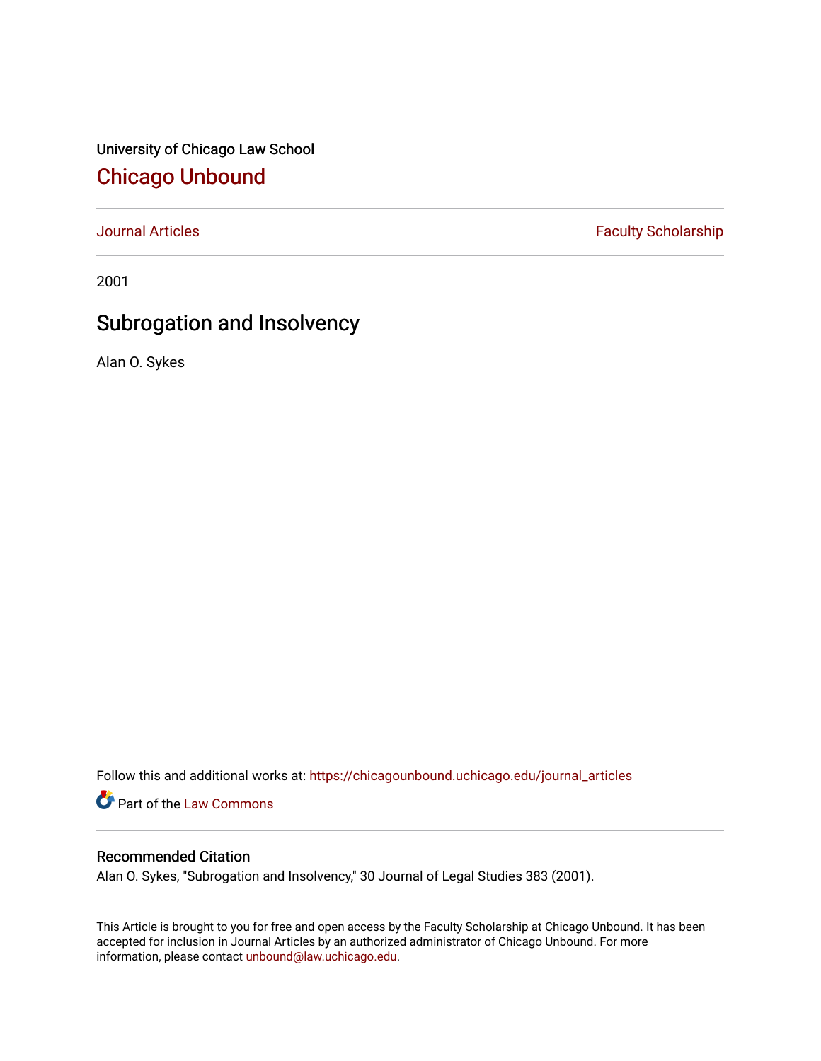University of Chicago Law School

# Chicago Unbound

Journal Articles | Faculty Scholarship

2001

## Subrogation and Insolvency

Alan O. Sykes

Follow this and additional works at: https://chicagounbound.uchicago.edu/journal_articles

Part of the Law Commons

### Recommended Citation

Alan O. Sykes, "Subrogation and Insolvency," 30 Journal of Legal Studies 383 (2001).

This Article is brought to you for free and open access by the Faculty Scholarship at Chicago Unbound. It has been accepted for inclusion in Journal Articles by an authorized administrator of Chicago Unbound. For more information, please contact unbound@law.uchicago.edu.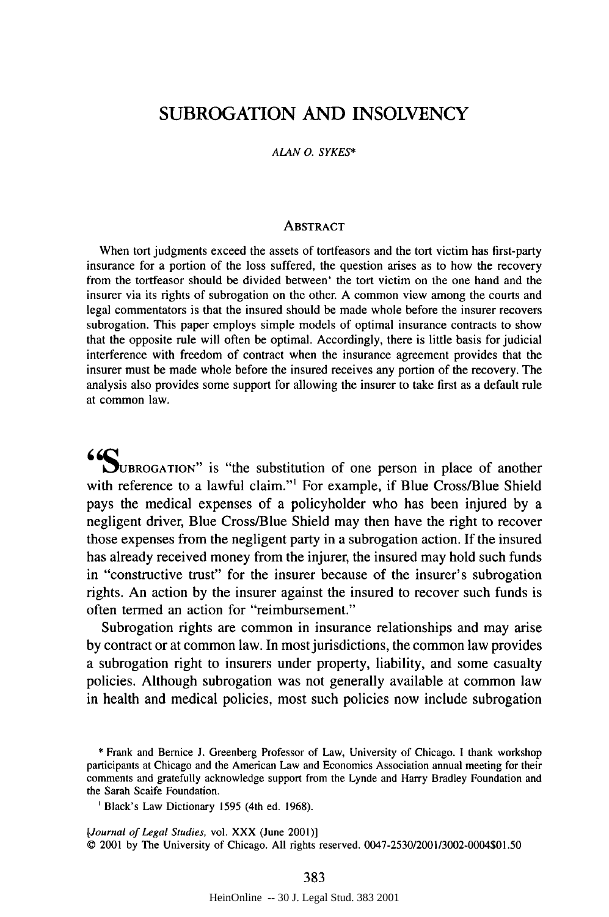# SUBROGATION AND INSOLVENCY

*ALAN O. SYKES**

## ABSTRACT

When tort judgments exceed the assets of tortfeasors and the tort victim has first-party insurance for a portion of the loss suffered, the question arises as to how the recovery from the tortfeasor should be divided between' the tort victim on the one hand and the insurer via its rights of subrogation on the other. A common view among the courts and legal commentators is that the insured should be made whole before the insurer recovers subrogation. This paper employs simple models of optimal insurance contracts to show that the opposite rule will often be optimal. Accordingly, there is little basis for judicial interference with freedom of contract when the insurance agreement provides that the insurer must be made whole before the insured receives any portion of the recovery. The analysis also provides some support for allowing the insurer to take first as a default rule at common law.

"SUBROGATION" is "the substitution of one person in place of another with reference to a lawful claim."[1] For example, if Blue Cross/Blue Shield pays the medical expenses of a policyholder who has been injured by a negligent driver, Blue Cross/Blue Shield may then have the right to recover those expenses from the negligent party in a subrogation action. If the insured has already received money from the injurer, the insured may hold such funds in "constructive trust" for the insurer because of the insurer's subrogation rights. An action by the insurer against the insured to recover such funds is often termed an action for "reimbursement."

Subrogation rights are common in insurance relationships and may arise by contract or at common law. In most jurisdictions, the common law provides a subrogation right to insurers under property, liability, and some casualty policies. Although subrogation was not generally available at common law in health and medical policies, most such policies now include subrogation

\* Frank and Bernice J. Greenberg Professor of Law, University of Chicago. I thank workshop participants at Chicago and the American Law and Economics Association annual meeting for their comments and gratefully acknowledge support from the Lynde and Harry Bradley Foundation and the Sarah Scaife Foundation.

[1] Black's Law Dictionary 1595 (4th ed. 1968).

[*Journal of Legal Studies*, vol. XXX (June 2001)]
© 2001 by The University of Chicago. All rights reserved. 0047-2530/2001/3002-0004$01.50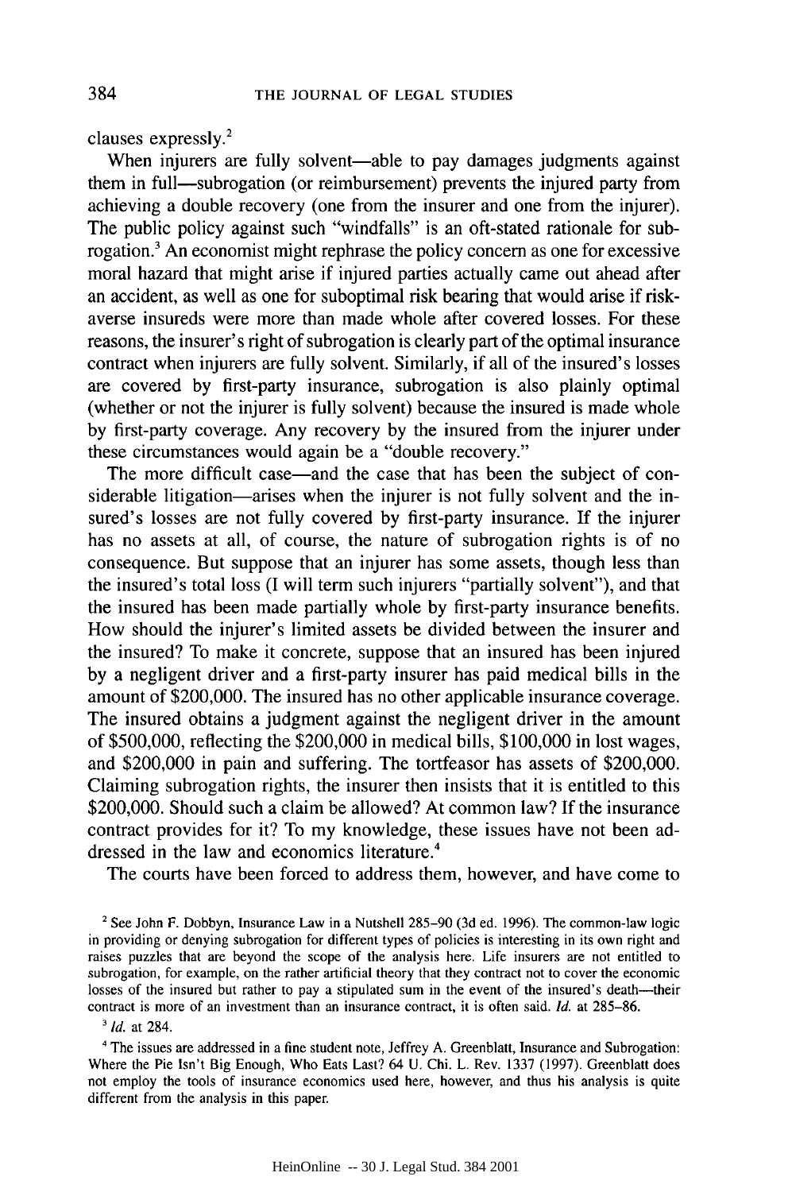clauses expressly.[2]

When injurers are fully solvent—able to pay damages judgments against them in full—subrogation (or reimbursement) prevents the injured party from achieving a double recovery (one from the insurer and one from the injurer). The public policy against such "windfalls" is an oft-stated rationale for subrogation.[3] An economist might rephrase the policy concern as one for excessive moral hazard that might arise if injured parties actually came out ahead after an accident, as well as one for suboptimal risk bearing that would arise if risk-averse insureds were more than made whole after covered losses. For these reasons, the insurer's right of subrogation is clearly part of the optimal insurance contract when injurers are fully solvent. Similarly, if all of the insured's losses are covered by first-party insurance, subrogation is also plainly optimal (whether or not the injurer is fully solvent) because the insured is made whole by first-party coverage. Any recovery by the insured from the injurer under these circumstances would again be a "double recovery."

The more difficult case—and the case that has been the subject of considerable litigation—arises when the injurer is not fully solvent and the insured's losses are not fully covered by first-party insurance. If the injurer has no assets at all, of course, the nature of subrogation rights is of no consequence. But suppose that an injurer has some assets, though less than the insured's total loss (I will term such injurers "partially solvent"), and that the insured has been made partially whole by first-party insurance benefits. How should the injurer's limited assets be divided between the insurer and the insured? To make it concrete, suppose that an insured has been injured by a negligent driver and a first-party insurer has paid medical bills in the amount of \$200,000. The insured has no other applicable insurance coverage. The insured obtains a judgment against the negligent driver in the amount of \$500,000, reflecting the \$200,000 in medical bills, \$100,000 in lost wages, and \$200,000 in pain and suffering. The tortfeasor has assets of \$200,000. Claiming subrogation rights, the insurer then insists that it is entitled to this \$200,000. Should such a claim be allowed? At common law? If the insurance contract provides for it? To my knowledge, these issues have not been addressed in the law and economics literature.[4]

The courts have been forced to address them, however, and have come to

[2] See John F. Dobbyn, Insurance Law in a Nutshell 285–90 (3d ed. 1996). The common-law logic in providing or denying subrogation for different types of policies is interesting in its own right and raises puzzles that are beyond the scope of the analysis here. Life insurers are not entitled to subrogation, for example, on the rather artificial theory that they contract not to cover the economic losses of the insured but rather to pay a stipulated sum in the event of the insured's death—their contract is more of an investment than an insurance contract, it is often said. *Id.* at 285–86.

[3] *Id.* at 284.

[4] The issues are addressed in a fine student note, Jeffrey A. Greenblatt, Insurance and Subrogation: Where the Pie Isn't Big Enough, Who Eats Last? 64 U. Chi. L. Rev. 1337 (1997). Greenblatt does not employ the tools of insurance economics used here, however, and thus his analysis is quite different from the analysis in this paper.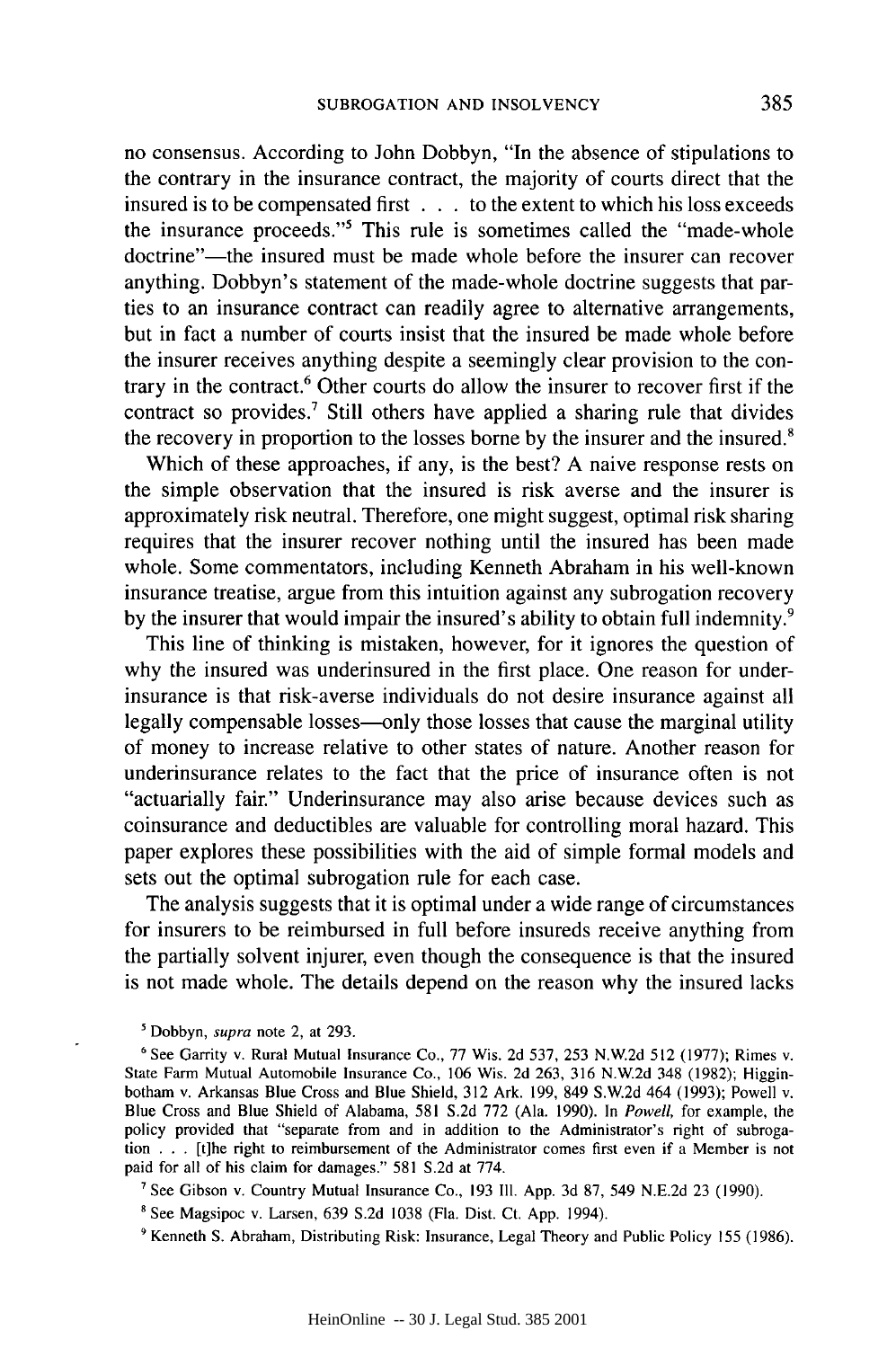no consensus. According to John Dobbyn, "In the absence of stipulations to the contrary in the insurance contract, the majority of courts direct that the insured is to be compensated first . . . to the extent to which his loss exceeds the insurance proceeds."[5] This rule is sometimes called the "made-whole doctrine"—the insured must be made whole before the insurer can recover anything. Dobbyn's statement of the made-whole doctrine suggests that parties to an insurance contract can readily agree to alternative arrangements, but in fact a number of courts insist that the insured be made whole before the insurer receives anything despite a seemingly clear provision to the contrary in the contract.[6] Other courts do allow the insurer to recover first if the contract so provides.[7] Still others have applied a sharing rule that divides the recovery in proportion to the losses borne by the insurer and the insured.[8]

Which of these approaches, if any, is the best? A naive response rests on the simple observation that the insured is risk averse and the insurer is approximately risk neutral. Therefore, one might suggest, optimal risk sharing requires that the insurer recover nothing until the insured has been made whole. Some commentators, including Kenneth Abraham in his well-known insurance treatise, argue from this intuition against any subrogation recovery by the insurer that would impair the insured's ability to obtain full indemnity.[9]

This line of thinking is mistaken, however, for it ignores the question of why the insured was underinsured in the first place. One reason for underinsurance is that risk-averse individuals do not desire insurance against all legally compensable losses—only those losses that cause the marginal utility of money to increase relative to other states of nature. Another reason for underinsurance relates to the fact that the price of insurance often is not "actuarially fair." Underinsurance may also arise because devices such as coinsurance and deductibles are valuable for controlling moral hazard. This paper explores these possibilities with the aid of simple formal models and sets out the optimal subrogation rule for each case.

The analysis suggests that it is optimal under a wide range of circumstances for insurers to be reimbursed in full before insureds receive anything from the partially solvent injurer, even though the consequence is that the insured is not made whole. The details depend on the reason why the insured lacks

[5] Dobbyn, *supra* note 2, at 293.

[6] See Garrity v. Rural Mutual Insurance Co., 77 Wis. 2d 537, 253 N.W.2d 512 (1977); Rimes v. State Farm Mutual Automobile Insurance Co., 106 Wis. 2d 263, 316 N.W.2d 348 (1982); Higginbotham v. Arkansas Blue Cross and Blue Shield, 312 Ark. 199, 849 S.W.2d 464 (1993); Powell v. Blue Cross and Blue Shield of Alabama, 581 S.2d 772 (Ala. 1990). In *Powell*, for example, the policy provided that "separate from and in addition to the Administrator's right of subrogation . . . [t]he right to reimbursement of the Administrator comes first even if a Member is not paid for all of his claim for damages." 581 S.2d at 774.

[7] See Gibson v. Country Mutual Insurance Co., 193 Ill. App. 3d 87, 549 N.E.2d 23 (1990).

[8] See Magsipoc v. Larsen, 639 S.2d 1038 (Fla. Dist. Ct. App. 1994).

[9] Kenneth S. Abraham, Distributing Risk: Insurance, Legal Theory and Public Policy 155 (1986).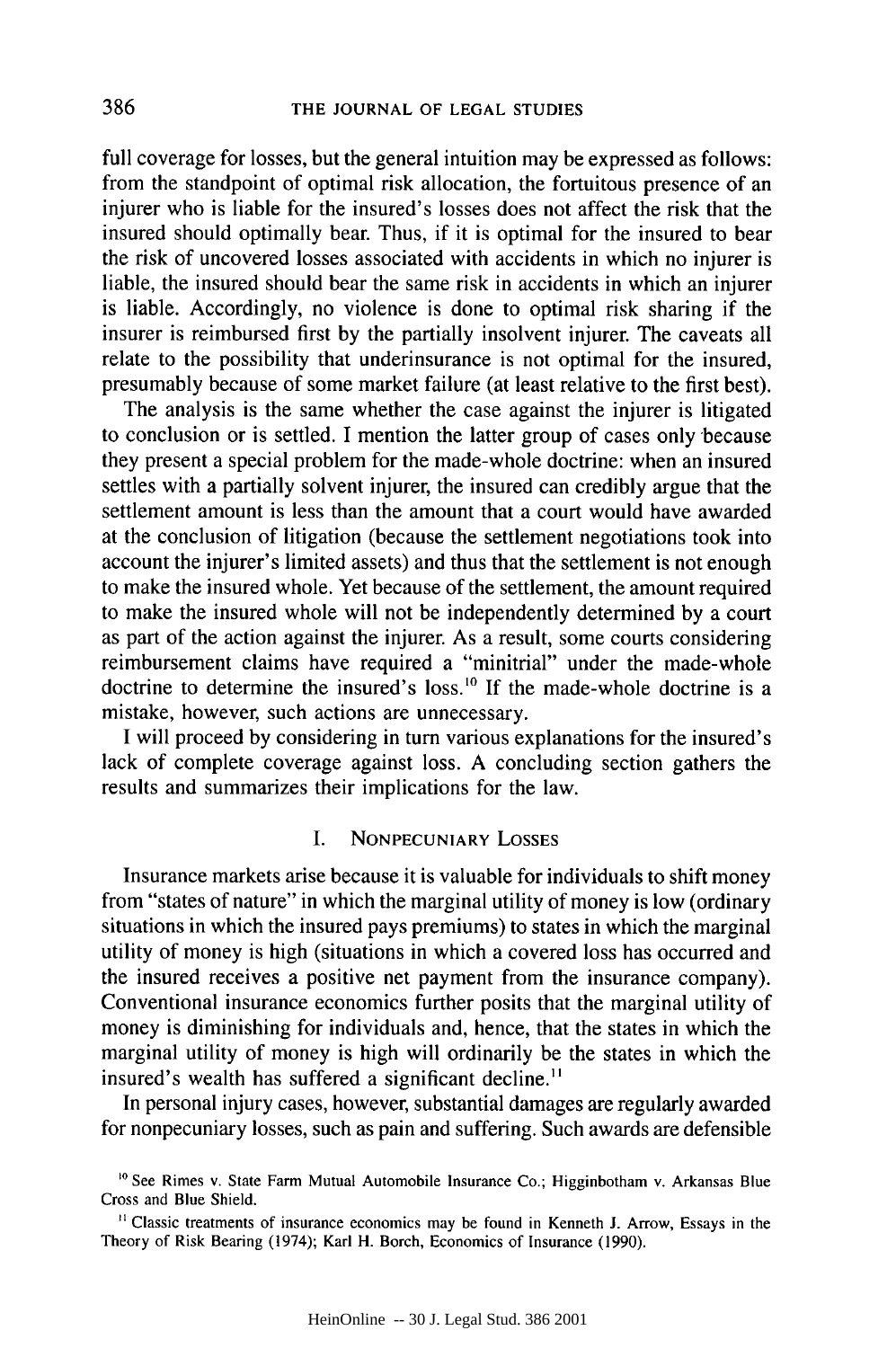full coverage for losses, but the general intuition may be expressed as follows: from the standpoint of optimal risk allocation, the fortuitous presence of an injurer who is liable for the insured's losses does not affect the risk that the insured should optimally bear. Thus, if it is optimal for the insured to bear the risk of uncovered losses associated with accidents in which no injurer is liable, the insured should bear the same risk in accidents in which an injurer is liable. Accordingly, no violence is done to optimal risk sharing if the insurer is reimbursed first by the partially insolvent injurer. The caveats all relate to the possibility that underinsurance is not optimal for the insured, presumably because of some market failure (at least relative to the first best).

The analysis is the same whether the case against the injurer is litigated to conclusion or is settled. I mention the latter group of cases only because they present a special problem for the made-whole doctrine: when an insured settles with a partially solvent injurer, the insured can credibly argue that the settlement amount is less than the amount that a court would have awarded at the conclusion of litigation (because the settlement negotiations took into account the injurer's limited assets) and thus that the settlement is not enough to make the insured whole. Yet because of the settlement, the amount required to make the insured whole will not be independently determined by a court as part of the action against the injurer. As a result, some courts considering reimbursement claims have required a "minitrial" under the made-whole doctrine to determine the insured's loss.[10] If the made-whole doctrine is a mistake, however, such actions are unnecessary.

I will proceed by considering in turn various explanations for the insured's lack of complete coverage against loss. A concluding section gathers the results and summarizes their implications for the law.

## I. Nonpecuniary Losses

Insurance markets arise because it is valuable for individuals to shift money from "states of nature" in which the marginal utility of money is low (ordinary situations in which the insured pays premiums) to states in which the marginal utility of money is high (situations in which a covered loss has occurred and the insured receives a positive net payment from the insurance company). Conventional insurance economics further posits that the marginal utility of money is diminishing for individuals and, hence, that the states in which the marginal utility of money is high will ordinarily be the states in which the insured's wealth has suffered a significant decline.[11]

In personal injury cases, however, substantial damages are regularly awarded for nonpecuniary losses, such as pain and suffering. Such awards are defensible

---

[10] See Rimes v. State Farm Mutual Automobile Insurance Co.; Higginbotham v. Arkansas Blue Cross and Blue Shield.

[11] Classic treatments of insurance economics may be found in Kenneth J. Arrow, Essays in the Theory of Risk Bearing (1974); Karl H. Borch, Economics of Insurance (1990).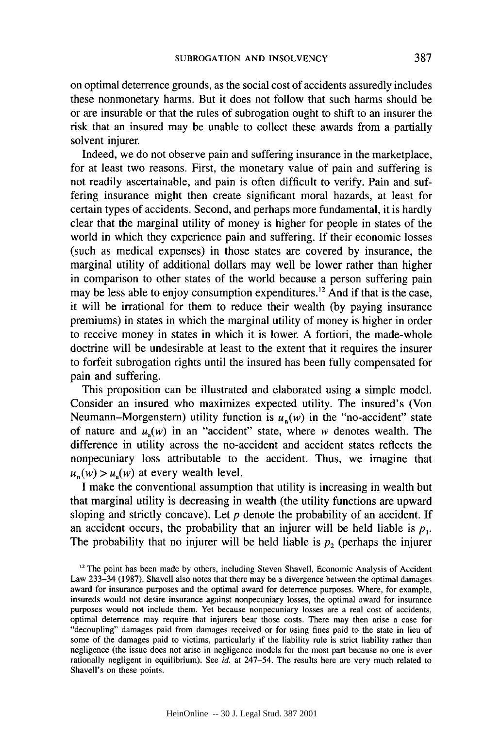on optimal deterrence grounds, as the social cost of accidents assuredly includes these nonmonetary harms. But it does not follow that such harms should be or are insurable or that the rules of subrogation ought to shift to an insurer the risk that an insured may be unable to collect these awards from a partially solvent injurer.

Indeed, we do not observe pain and suffering insurance in the marketplace, for at least two reasons. First, the monetary value of pain and suffering is not readily ascertainable, and pain is often difficult to verify. Pain and suffering insurance might then create significant moral hazards, at least for certain types of accidents. Second, and perhaps more fundamental, it is hardly clear that the marginal utility of money is higher for people in states of the world in which they experience pain and suffering. If their economic losses (such as medical expenses) in those states are covered by insurance, the marginal utility of additional dollars may well be lower rather than higher in comparison to other states of the world because a person suffering pain may be less able to enjoy consumption expenditures.[12] And if that is the case, it will be irrational for them to reduce their wealth (by paying insurance premiums) in states in which the marginal utility of money is higher in order to receive money in states in which it is lower. A fortiori, the made-whole doctrine will be undesirable at least to the extent that it requires the insurer to forfeit subrogation rights until the insured has been fully compensated for pain and suffering.

This proposition can be illustrated and elaborated using a simple model. Consider an insured who maximizes expected utility. The insured's (Von Neumann–Morgenstern) utility function is $u_n(w)$ in the "no-accident" state of nature and $u_a(w)$ in an "accident" state, where $w$ denotes wealth. The difference in utility across the no-accident and accident states reflects the nonpecuniary loss attributable to the accident. Thus, we imagine that $u_n(w) > u_a(w)$ at every wealth level.

I make the conventional assumption that utility is increasing in wealth but that marginal utility is decreasing in wealth (the utility functions are upward sloping and strictly concave). Let $p$ denote the probability of an accident. If an accident occurs, the probability that an injurer will be held liable is $p_1$. The probability that no injurer will be held liable is $p_2$ (perhaps the injurer

[12] The point has been made by others, including Steven Shavell, Economic Analysis of Accident Law 233–34 (1987). Shavell also notes that there may be a divergence between the optimal damages award for insurance purposes and the optimal award for deterrence purposes. Where, for example, insureds would not desire insurance against nonpecuniary losses, the optimal award for insurance purposes would not include them. Yet because nonpecuniary losses are a real cost of accidents, optimal deterrence may require that injurers bear those costs. There may then arise a case for "decoupling" damages paid from damages received or for using fines paid to the state in lieu of some of the damages paid to victims, particularly if the liability rule is strict liability rather than negligence (the issue does not arise in negligence models for the most part because no one is ever rationally negligent in equilibrium). See *id.* at 247–54. The results here are very much related to Shavell's on these points.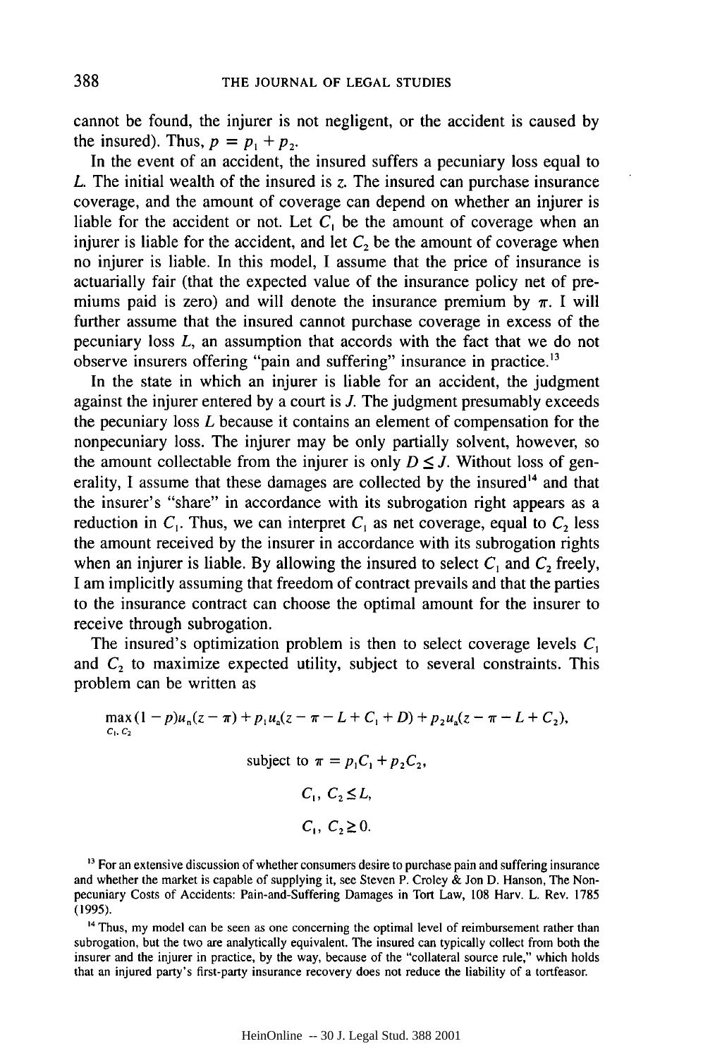cannot be found, the injurer is not negligent, or the accident is caused by the insured). Thus, $p = p_1 + p_2$.

In the event of an accident, the insured suffers a pecuniary loss equal to $L$. The initial wealth of the insured is $z$. The insured can purchase insurance coverage, and the amount of coverage can depend on whether an injurer is liable for the accident or not. Let $C_1$ be the amount of coverage when an injurer is liable for the accident, and let $C_2$ be the amount of coverage when no injurer is liable. In this model, I assume that the price of insurance is actuarially fair (that the expected value of the insurance policy net of premiums paid is zero) and will denote the insurance premium by $\pi$. I will further assume that the insured cannot purchase coverage in excess of the pecuniary loss $L$, an assumption that accords with the fact that we do not observe insurers offering "pain and suffering" insurance in practice.[13]

In the state in which an injurer is liable for an accident, the judgment against the injurer entered by a court is $J$. The judgment presumably exceeds the pecuniary loss $L$ because it contains an element of compensation for the nonpecuniary loss. The injurer may be only partially solvent, however, so the amount collectable from the injurer is only $D \leq J$. Without loss of generality, I assume that these damages are collected by the insured[14] and that the insurer's "share" in accordance with its subrogation right appears as a reduction in $C_1$. Thus, we can interpret $C_1$ as net coverage, equal to $C_2$ less the amount received by the insurer in accordance with its subrogation rights when an injurer is liable. By allowing the insured to select $C_1$ and $C_2$ freely, I am implicitly assuming that freedom of contract prevails and that the parties to the insurance contract can choose the optimal amount for the insurer to receive through subrogation.

The insured's optimization problem is then to select coverage levels $C_1$ and $C_2$ to maximize expected utility, subject to several constraints. This problem can be written as

$$\max_{C_1, C_2} (1 - p)u_n(z - \pi) + p_1 u_a(z - \pi - L + C_1 + D) + p_2 u_a(z - \pi - L + C_2),$$

$$\text{subject to } \pi = p_1 C_1 + p_2 C_2,$$

$$C_1,\ C_2 \leq L,$$

$$C_1,\ C_2 \geq 0.$$

[13] For an extensive discussion of whether consumers desire to purchase pain and suffering insurance and whether the market is capable of supplying it, see Steven P. Croley & Jon D. Hanson, The Nonpecuniary Costs of Accidents: Pain-and-Suffering Damages in Tort Law, 108 Harv. L. Rev. 1785 (1995).

[14] Thus, my model can be seen as one concerning the optimal level of reimbursement rather than subrogation, but the two are analytically equivalent. The insured can typically collect from both the insurer and the injurer in practice, by the way, because of the "collateral source rule," which holds that an injured party's first-party insurance recovery does not reduce the liability of a tortfeasor.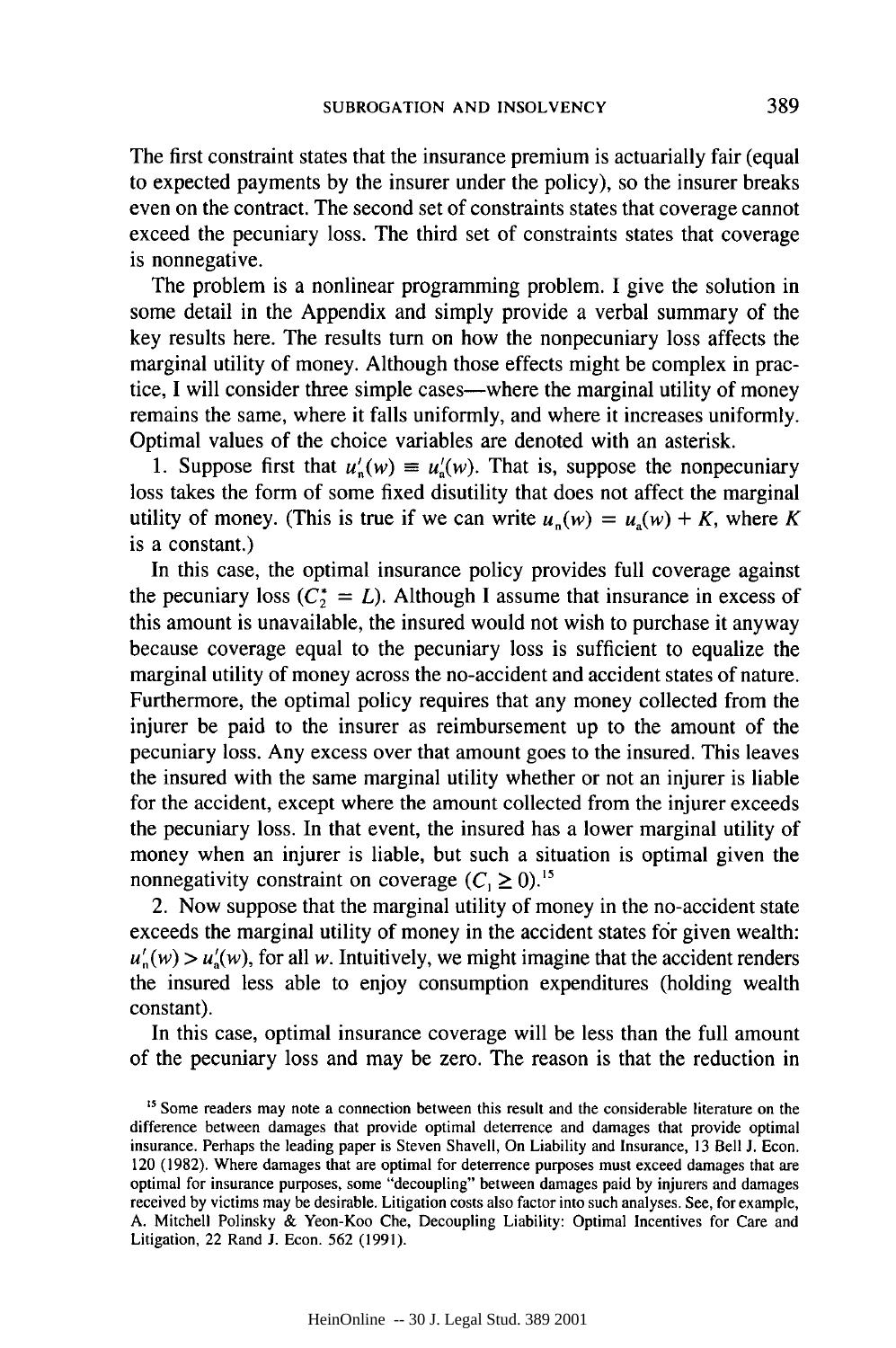The first constraint states that the insurance premium is actuarially fair (equal to expected payments by the insurer under the policy), so the insurer breaks even on the contract. The second set of constraints states that coverage cannot exceed the pecuniary loss. The third set of constraints states that coverage is nonnegative.

The problem is a nonlinear programming problem. I give the solution in some detail in the Appendix and simply provide a verbal summary of the key results here. The results turn on how the nonpecuniary loss affects the marginal utility of money. Although those effects might be complex in practice, I will consider three simple cases—where the marginal utility of money remains the same, where it falls uniformly, and where it increases uniformly. Optimal values of the choice variables are denoted with an asterisk.

1. Suppose first that $u_n'(w) \equiv u_a'(w)$. That is, suppose the nonpecuniary loss takes the form of some fixed disutility that does not affect the marginal utility of money. (This is true if we can write $u_n(w) = u_a(w) + K$, where $K$ is a constant.)

In this case, the optimal insurance policy provides full coverage against the pecuniary loss ($C_2^* = L$). Although I assume that insurance in excess of this amount is unavailable, the insured would not wish to purchase it anyway because coverage equal to the pecuniary loss is sufficient to equalize the marginal utility of money across the no-accident and accident states of nature. Furthermore, the optimal policy requires that any money collected from the injurer be paid to the insurer as reimbursement up to the amount of the pecuniary loss. Any excess over that amount goes to the insured. This leaves the insured with the same marginal utility whether or not an injurer is liable for the accident, except where the amount collected from the injurer exceeds the pecuniary loss. In that event, the insured has a lower marginal utility of money when an injurer is liable, but such a situation is optimal given the nonnegativity constraint on coverage ($C_1 \geq 0$).[15]

2. Now suppose that the marginal utility of money in the no-accident state exceeds the marginal utility of money in the accident states for given wealth: $u_n'(w) > u_a'(w)$, for all $w$. Intuitively, we might imagine that the accident renders the insured less able to enjoy consumption expenditures (holding wealth constant).

In this case, optimal insurance coverage will be less than the full amount of the pecuniary loss and may be zero. The reason is that the reduction in

[15] Some readers may note a connection between this result and the considerable literature on the difference between damages that provide optimal deterrence and damages that provide optimal insurance. Perhaps the leading paper is Steven Shavell, On Liability and Insurance, 13 Bell J. Econ. 120 (1982). Where damages that are optimal for deterrence purposes must exceed damages that are optimal for insurance purposes, some "decoupling" between damages paid by injurers and damages received by victims may be desirable. Litigation costs also factor into such analyses. See, for example, A. Mitchell Polinsky & Yeon-Koo Che, Decoupling Liability: Optimal Incentives for Care and Litigation, 22 Rand J. Econ. 562 (1991).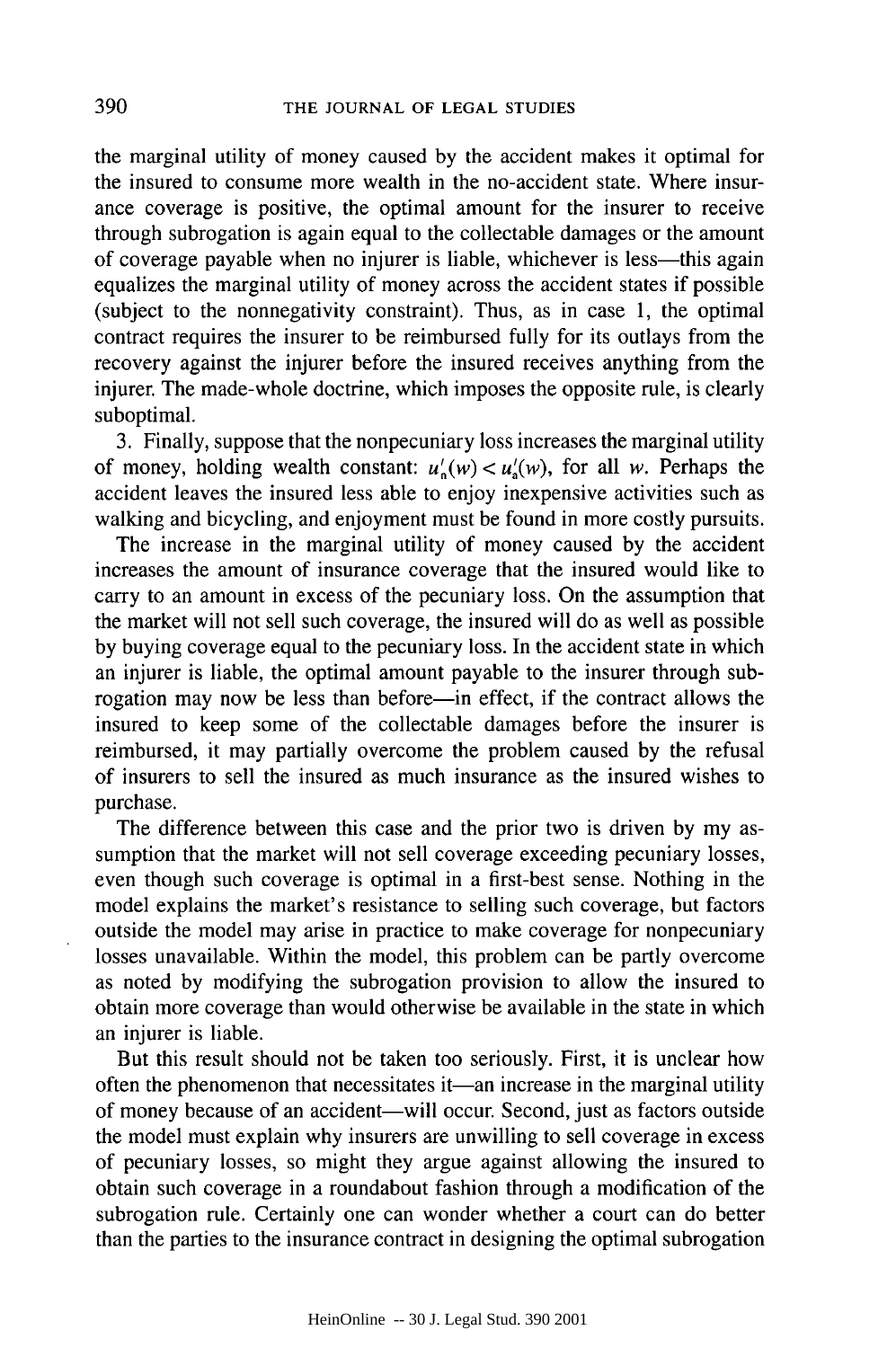the marginal utility of money caused by the accident makes it optimal for the insured to consume more wealth in the no-accident state. Where insurance coverage is positive, the optimal amount for the insurer to receive through subrogation is again equal to the collectable damages or the amount of coverage payable when no injurer is liable, whichever is less—this again equalizes the marginal utility of money across the accident states if possible (subject to the nonnegativity constraint). Thus, as in case 1, the optimal contract requires the insurer to be reimbursed fully for its outlays from the recovery against the injurer before the insured receives anything from the injurer. The made-whole doctrine, which imposes the opposite rule, is clearly suboptimal.

3. Finally, suppose that the nonpecuniary loss increases the marginal utility of money, holding wealth constant: $u_n'(w) < u_a'(w)$, for all $w$. Perhaps the accident leaves the insured less able to enjoy inexpensive activities such as walking and bicycling, and enjoyment must be found in more costly pursuits.

The increase in the marginal utility of money caused by the accident increases the amount of insurance coverage that the insured would like to carry to an amount in excess of the pecuniary loss. On the assumption that the market will not sell such coverage, the insured will do as well as possible by buying coverage equal to the pecuniary loss. In the accident state in which an injurer is liable, the optimal amount payable to the insurer through subrogation may now be less than before—in effect, if the contract allows the insured to keep some of the collectable damages before the insurer is reimbursed, it may partially overcome the problem caused by the refusal of insurers to sell the insured as much insurance as the insured wishes to purchase.

The difference between this case and the prior two is driven by my assumption that the market will not sell coverage exceeding pecuniary losses, even though such coverage is optimal in a first-best sense. Nothing in the model explains the market's resistance to selling such coverage, but factors outside the model may arise in practice to make coverage for nonpecuniary losses unavailable. Within the model, this problem can be partly overcome as noted by modifying the subrogation provision to allow the insured to obtain more coverage than would otherwise be available in the state in which an injurer is liable.

But this result should not be taken too seriously. First, it is unclear how often the phenomenon that necessitates it—an increase in the marginal utility of money because of an accident—will occur. Second, just as factors outside the model must explain why insurers are unwilling to sell coverage in excess of pecuniary losses, so might they argue against allowing the insured to obtain such coverage in a roundabout fashion through a modification of the subrogation rule. Certainly one can wonder whether a court can do better than the parties to the insurance contract in designing the optimal subrogation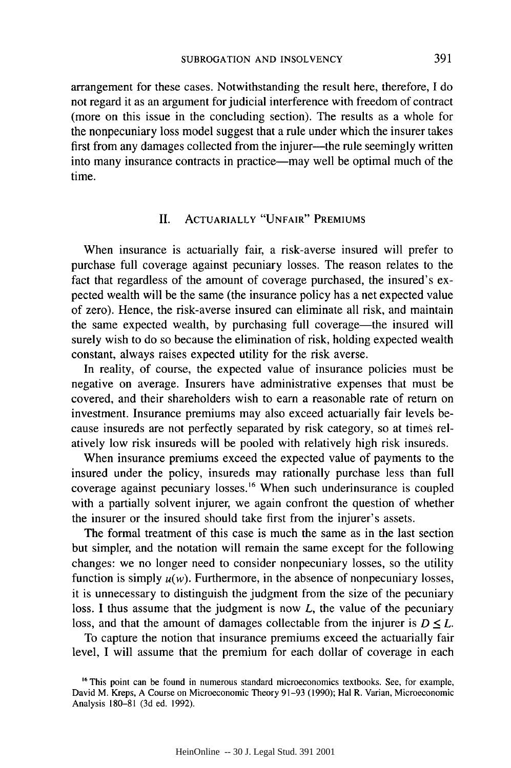arrangement for these cases. Notwithstanding the result here, therefore, I do not regard it as an argument for judicial interference with freedom of contract (more on this issue in the concluding section). The results as a whole for the nonpecuniary loss model suggest that a rule under which the insurer takes first from any damages collected from the injurer—the rule seemingly written into many insurance contracts in practice—may well be optimal much of the time.

## II. Actuarially "Unfair" Premiums

When insurance is actuarially fair, a risk-averse insured will prefer to purchase full coverage against pecuniary losses. The reason relates to the fact that regardless of the amount of coverage purchased, the insured's expected wealth will be the same (the insurance policy has a net expected value of zero). Hence, the risk-averse insured can eliminate all risk, and maintain the same expected wealth, by purchasing full coverage—the insured will surely wish to do so because the elimination of risk, holding expected wealth constant, always raises expected utility for the risk averse.

In reality, of course, the expected value of insurance policies must be negative on average. Insurers have administrative expenses that must be covered, and their shareholders wish to earn a reasonable rate of return on investment. Insurance premiums may also exceed actuarially fair levels because insureds are not perfectly separated by risk category, so at times relatively low risk insureds will be pooled with relatively high risk insureds.

When insurance premiums exceed the expected value of payments to the insured under the policy, insureds may rationally purchase less than full coverage against pecuniary losses.[16] When such underinsurance is coupled with a partially solvent injurer, we again confront the question of whether the insurer or the insured should take first from the injurer's assets.

The formal treatment of this case is much the same as in the last section but simpler, and the notation will remain the same except for the following changes: we no longer need to consider nonpecuniary losses, so the utility function is simply $u(w)$. Furthermore, in the absence of nonpecuniary losses, it is unnecessary to distinguish the judgment from the size of the pecuniary loss. I thus assume that the judgment is now $L$, the value of the pecuniary loss, and that the amount of damages collectable from the injurer is $D \leq L$.

To capture the notion that insurance premiums exceed the actuarially fair level, I will assume that the premium for each dollar of coverage in each

[16] This point can be found in numerous standard microeconomics textbooks. See, for example, David M. Kreps, A Course on Microeconomic Theory 91–93 (1990); Hal R. Varian, Microeconomic Analysis 180–81 (3d ed. 1992).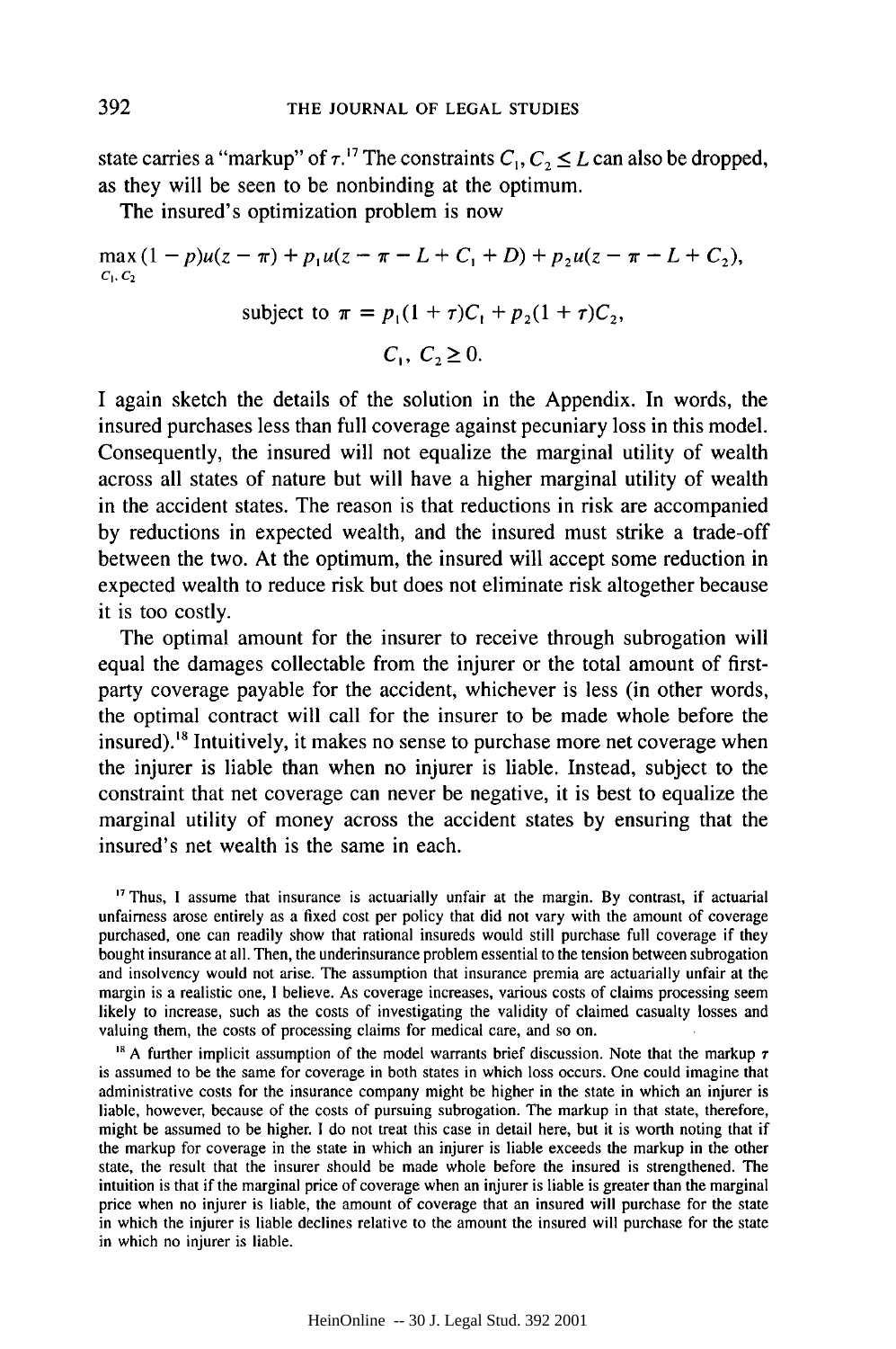state carries a "markup" of $\tau$.[17] The constraints $C_1, C_2 \leq L$ can also be dropped, as they will be seen to be nonbinding at the optimum.

The insured's optimization problem is now

$$\max_{C_1, C_2} (1 - p)u(z - \pi) + p_1 u(z - \pi - L + C_1 + D) + p_2 u(z - \pi - L + C_2),$$

$$\text{subject to } \pi = p_1(1 + \tau)C_1 + p_2(1 + \tau)C_2,$$

$$C_1, C_2 \geq 0.$$

I again sketch the details of the solution in the Appendix. In words, the insured purchases less than full coverage against pecuniary loss in this model. Consequently, the insured will not equalize the marginal utility of wealth across all states of nature but will have a higher marginal utility of wealth in the accident states. The reason is that reductions in risk are accompanied by reductions in expected wealth, and the insured must strike a trade-off between the two. At the optimum, the insured will accept some reduction in expected wealth to reduce risk but does not eliminate risk altogether because it is too costly.

The optimal amount for the insurer to receive through subrogation will equal the damages collectable from the injurer or the total amount of first-party coverage payable for the accident, whichever is less (in other words, the optimal contract will call for the insurer to be made whole before the insured).[18] Intuitively, it makes no sense to purchase more net coverage when the injurer is liable than when no injurer is liable. Instead, subject to the constraint that net coverage can never be negative, it is best to equalize the marginal utility of money across the accident states by ensuring that the insured's net wealth is the same in each.

[17] Thus, I assume that insurance is actuarially unfair at the margin. By contrast, if actuarial unfairness arose entirely as a fixed cost per policy that did not vary with the amount of coverage purchased, one can readily show that rational insureds would still purchase full coverage if they bought insurance at all. Then, the underinsurance problem essential to the tension between subrogation and insolvency would not arise. The assumption that insurance premia are actuarially unfair at the margin is a realistic one, I believe. As coverage increases, various costs of claims processing seem likely to increase, such as the costs of investigating the validity of claimed casualty losses and valuing them, the costs of processing claims for medical care, and so on.

[18] A further implicit assumption of the model warrants brief discussion. Note that the markup $\tau$ is assumed to be the same for coverage in both states in which loss occurs. One could imagine that administrative costs for the insurance company might be higher in the state in which an injurer is liable, however, because of the costs of pursuing subrogation. The markup in that state, therefore, might be assumed to be higher. I do not treat this case in detail here, but it is worth noting that if the markup for coverage in the state in which an injurer is liable exceeds the markup in the other state, the result that the insurer should be made whole before the insured is strengthened. The intuition is that if the marginal price of coverage when an injurer is liable is greater than the marginal price when no injurer is liable, the amount of coverage that an insured will purchase for the state in which the injurer is liable declines relative to the amount the insured will purchase for the state in which no injurer is liable.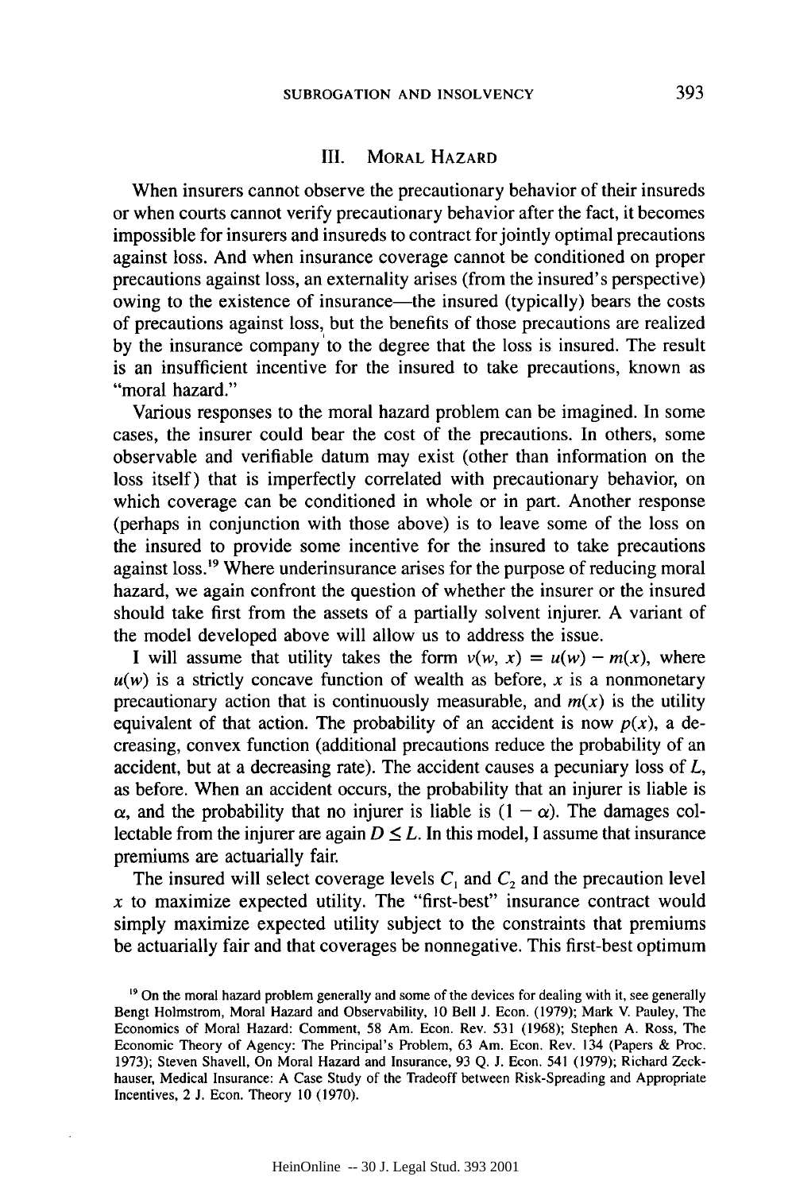## III. Moral Hazard

When insurers cannot observe the precautionary behavior of their insureds or when courts cannot verify precautionary behavior after the fact, it becomes impossible for insurers and insureds to contract for jointly optimal precautions against loss. And when insurance coverage cannot be conditioned on proper precautions against loss, an externality arises (from the insured's perspective) owing to the existence of insurance—the insured (typically) bears the costs of precautions against loss, but the benefits of those precautions are realized by the insurance company to the degree that the loss is insured. The result is an insufficient incentive for the insured to take precautions, known as "moral hazard."

Various responses to the moral hazard problem can be imagined. In some cases, the insurer could bear the cost of the precautions. In others, some observable and verifiable datum may exist (other than information on the loss itself) that is imperfectly correlated with precautionary behavior, on which coverage can be conditioned in whole or in part. Another response (perhaps in conjunction with those above) is to leave some of the loss on the insured to provide some incentive for the insured to take precautions against loss.[19] Where underinsurance arises for the purpose of reducing moral hazard, we again confront the question of whether the insurer or the insured should take first from the assets of a partially solvent injurer. A variant of the model developed above will allow us to address the issue.

I will assume that utility takes the form $v(w, x) = u(w) - m(x)$, where $u(w)$ is a strictly concave function of wealth as before, $x$ is a nonmonetary precautionary action that is continuously measurable, and $m(x)$ is the utility equivalent of that action. The probability of an accident is now $p(x)$, a decreasing, convex function (additional precautions reduce the probability of an accident, but at a decreasing rate). The accident causes a pecuniary loss of $L$, as before. When an accident occurs, the probability that an injurer is liable is $\alpha$, and the probability that no injurer is liable is $(1 - \alpha)$. The damages collectable from the injurer are again $D \leq L$. In this model, I assume that insurance premiums are actuarially fair.

The insured will select coverage levels $C_1$ and $C_2$ and the precaution level $x$ to maximize expected utility. The "first-best" insurance contract would simply maximize expected utility subject to the constraints that premiums be actuarially fair and that coverages be nonnegative. This first-best optimum

[19] On the moral hazard problem generally and some of the devices for dealing with it, see generally Bengt Holmstrom, Moral Hazard and Observability, 10 Bell J. Econ. (1979); Mark V. Pauley, The Economics of Moral Hazard: Comment, 58 Am. Econ. Rev. 531 (1968); Stephen A. Ross, The Economic Theory of Agency: The Principal's Problem, 63 Am. Econ. Rev. 134 (Papers & Proc. 1973); Steven Shavell, On Moral Hazard and Insurance, 93 Q. J. Econ. 541 (1979); Richard Zeckhauser, Medical Insurance: A Case Study of the Tradeoff between Risk-Spreading and Appropriate Incentives, 2 J. Econ. Theory 10 (1970).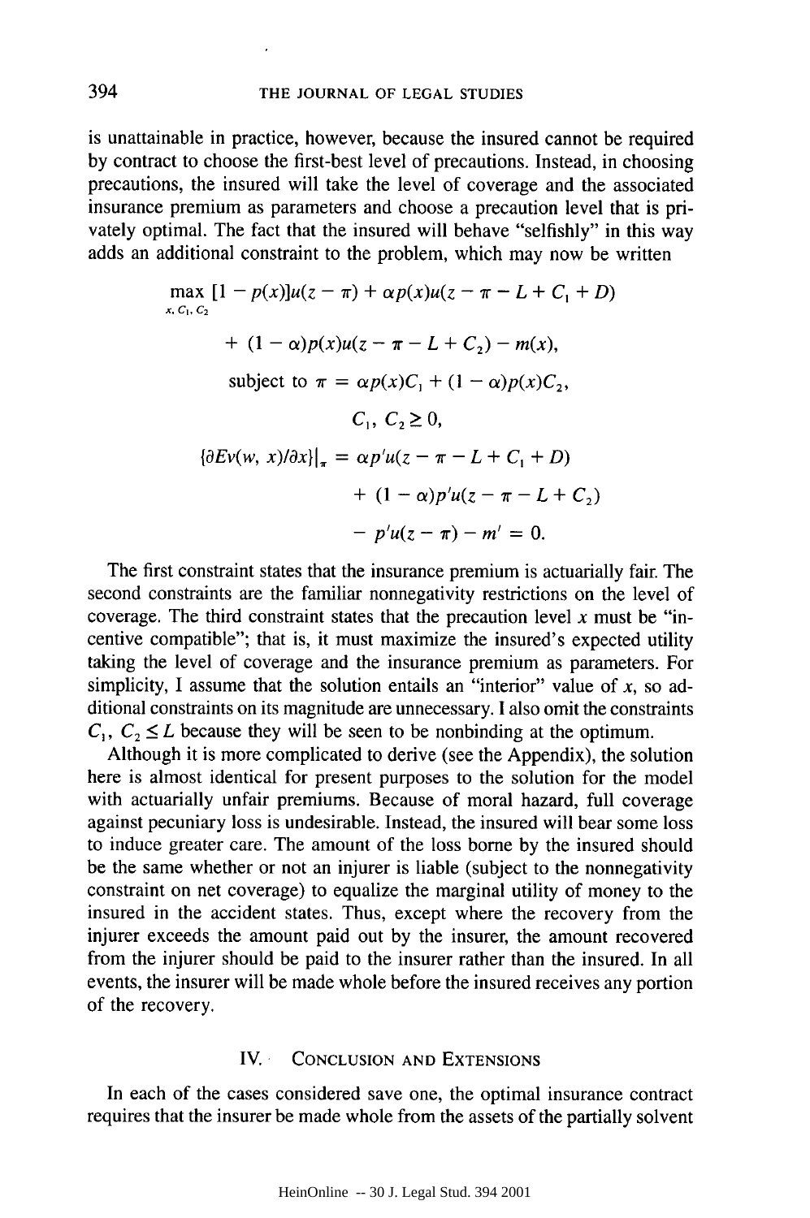is unattainable in practice, however, because the insured cannot be required by contract to choose the first-best level of precautions. Instead, in choosing precautions, the insured will take the level of coverage and the associated insurance premium as parameters and choose a precaution level that is privately optimal. The fact that the insured will behave "selfishly" in this way adds an additional constraint to the problem, which may now be written

$$\max_{x, C_1, C_2} [1 - p(x)]u(z - \pi) + \alpha p(x)u(z - \pi - L + C_1 + D)$$
$$+ (1 - \alpha)p(x)u(z - \pi - L + C_2) - m(x),$$
$$\text{subject to } \pi = \alpha p(x)C_1 + (1 - \alpha)p(x)C_2,$$
$$C_1, C_2 \geq 0,$$
$$\{\partial Ev(w, x)/\partial x\}|_{\pi} = \alpha p' u(z - \pi - L + C_1 + D)$$
$$+ (1 - \alpha)p' u(z - \pi - L + C_2)$$
$$- p' u(z - \pi) - m' = 0.$$

The first constraint states that the insurance premium is actuarially fair. The second constraints are the familiar nonnegativity restrictions on the level of coverage. The third constraint states that the precaution level $x$ must be "incentive compatible"; that is, it must maximize the insured's expected utility taking the level of coverage and the insurance premium as parameters. For simplicity, I assume that the solution entails an "interior" value of $x$, so additional constraints on its magnitude are unnecessary. I also omit the constraints $C_1$, $C_2 \leq L$ because they will be seen to be nonbinding at the optimum.

Although it is more complicated to derive (see the Appendix), the solution here is almost identical for present purposes to the solution for the model with actuarially unfair premiums. Because of moral hazard, full coverage against pecuniary loss is undesirable. Instead, the insured will bear some loss to induce greater care. The amount of the loss borne by the insured should be the same whether or not an injurer is liable (subject to the nonnegativity constraint on net coverage) to equalize the marginal utility of money to the insured in the accident states. Thus, except where the recovery from the injurer exceeds the amount paid out by the insurer, the amount recovered from the injurer should be paid to the insurer rather than the insured. In all events, the insurer will be made whole before the insured receives any portion of the recovery.

## IV. Conclusion and Extensions

In each of the cases considered save one, the optimal insurance contract requires that the insurer be made whole from the assets of the partially solvent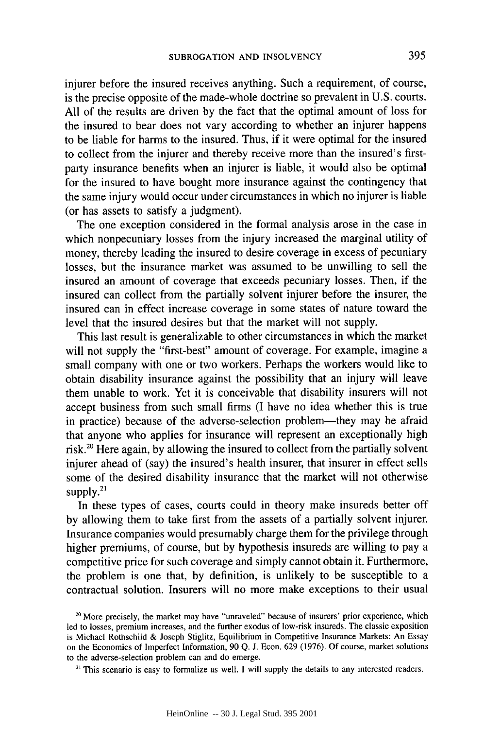injurer before the insured receives anything. Such a requirement, of course, is the precise opposite of the made-whole doctrine so prevalent in U.S. courts. All of the results are driven by the fact that the optimal amount of loss for the insured to bear does not vary according to whether an injurer happens to be liable for harms to the insured. Thus, if it were optimal for the insured to collect from the injurer and thereby receive more than the insured's first-party insurance benefits when an injurer is liable, it would also be optimal for the insured to have bought more insurance against the contingency that the same injury would occur under circumstances in which no injurer is liable (or has assets to satisfy a judgment).

The one exception considered in the formal analysis arose in the case in which nonpecuniary losses from the injury increased the marginal utility of money, thereby leading the insured to desire coverage in excess of pecuniary losses, but the insurance market was assumed to be unwilling to sell the insured an amount of coverage that exceeds pecuniary losses. Then, if the insured can collect from the partially solvent injurer before the insurer, the insured can in effect increase coverage in some states of nature toward the level that the insured desires but that the market will not supply.

This last result is generalizable to other circumstances in which the market will not supply the "first-best" amount of coverage. For example, imagine a small company with one or two workers. Perhaps the workers would like to obtain disability insurance against the possibility that an injury will leave them unable to work. Yet it is conceivable that disability insurers will not accept business from such small firms (I have no idea whether this is true in practice) because of the adverse-selection problem—they may be afraid that anyone who applies for insurance will represent an exceptionally high risk.[20] Here again, by allowing the insured to collect from the partially solvent injurer ahead of (say) the insured's health insurer, that insurer in effect sells some of the desired disability insurance that the market will not otherwise supply.[21]

In these types of cases, courts could in theory make insureds better off by allowing them to take first from the assets of a partially solvent injurer. Insurance companies would presumably charge them for the privilege through higher premiums, of course, but by hypothesis insureds are willing to pay a competitive price for such coverage and simply cannot obtain it. Furthermore, the problem is one that, by definition, is unlikely to be susceptible to a contractual solution. Insurers will no more make exceptions to their usual

[20] More precisely, the market may have "unraveled" because of insurers' prior experience, which led to losses, premium increases, and the further exodus of low-risk insureds. The classic exposition is Michael Rothschild & Joseph Stiglitz, Equilibrium in Competitive Insurance Markets: An Essay on the Economics of Imperfect Information, 90 Q. J. Econ. 629 (1976). Of course, market solutions to the adverse-selection problem can and do emerge.

[21] This scenario is easy to formalize as well. I will supply the details to any interested readers.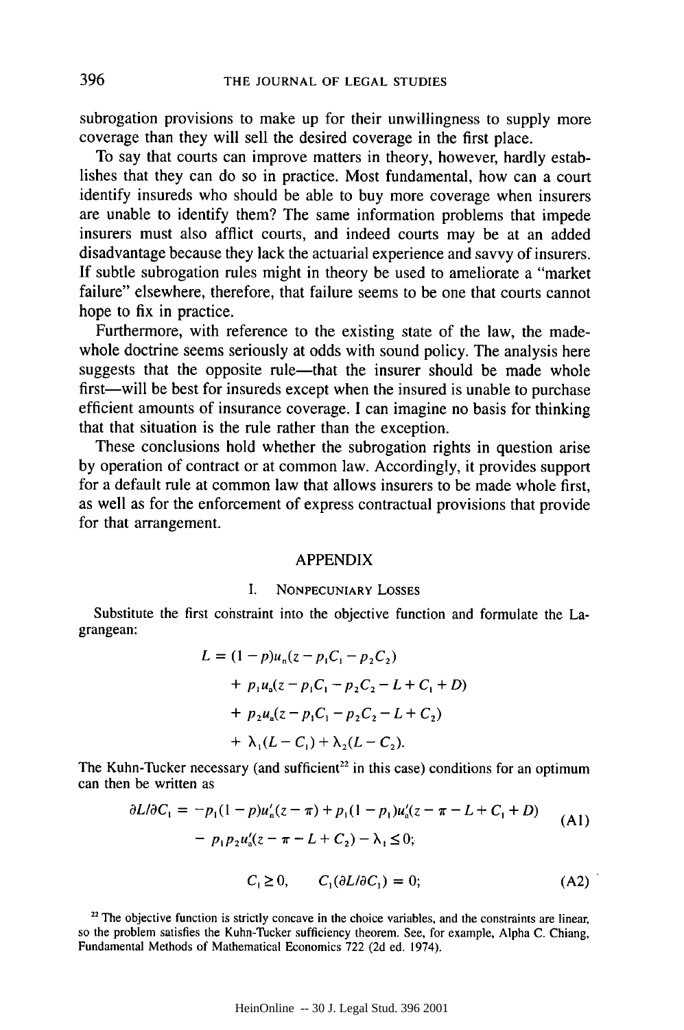subrogation provisions to make up for their unwillingness to supply more coverage than they will sell the desired coverage in the first place.

To say that courts can improve matters in theory, however, hardly establishes that they can do so in practice. Most fundamental, how can a court identify insureds who should be able to buy more coverage when insurers are unable to identify them? The same information problems that impede insurers must also afflict courts, and indeed courts may be at an added disadvantage because they lack the actuarial experience and savvy of insurers. If subtle subrogation rules might in theory be used to ameliorate a "market failure" elsewhere, therefore, that failure seems to be one that courts cannot hope to fix in practice.

Furthermore, with reference to the existing state of the law, the made-whole doctrine seems seriously at odds with sound policy. The analysis here suggests that the opposite rule—that the insurer should be made whole first—will be best for insureds except when the insured is unable to purchase efficient amounts of insurance coverage. I can imagine no basis for thinking that that situation is the rule rather than the exception.

These conclusions hold whether the subrogation rights in question arise by operation of contract or at common law. Accordingly, it provides support for a default rule at common law that allows insurers to be made whole first, as well as for the enforcement of express contractual provisions that provide for that arrangement.

## APPENDIX

### I. Nonpecuniary Losses

Substitute the first constraint into the objective function and formulate the Lagrangean:

$$
\begin{aligned}
L = {} & (1-p)u_n(z - p_1C_1 - p_2C_2) \\
& + p_1u_a(z - p_1C_1 - p_2C_2 - L + C_1 + D) \\
& + p_2u_a(z - p_1C_1 - p_2C_2 - L + C_2) \\
& + \lambda_1(L - C_1) + \lambda_2(L - C_2).
\end{aligned}
$$

The Kuhn-Tucker necessary (and sufficient[22] in this case) conditions for an optimum can then be written as

$$
\begin{aligned}
\partial L/\partial C_1 = {} & -p_1(1-p)u_n'(z-\pi) + p_1(1-p_1)u_a'(z-\pi-L+C_1+D) \\
& - p_1p_2u_a'(z-\pi-L+C_2) - \lambda_1 \leq 0;
\end{aligned} \tag{A1}
$$

$$
C_1 \geq 0, \qquad C_1(\partial L/\partial C_1) = 0; \tag{A2}
$$

[22] The objective function is strictly concave in the choice variables, and the constraints are linear, so the problem satisfies the Kuhn-Tucker sufficiency theorem. See, for example, Alpha C. Chiang, Fundamental Methods of Mathematical Economics 722 (2d ed. 1974).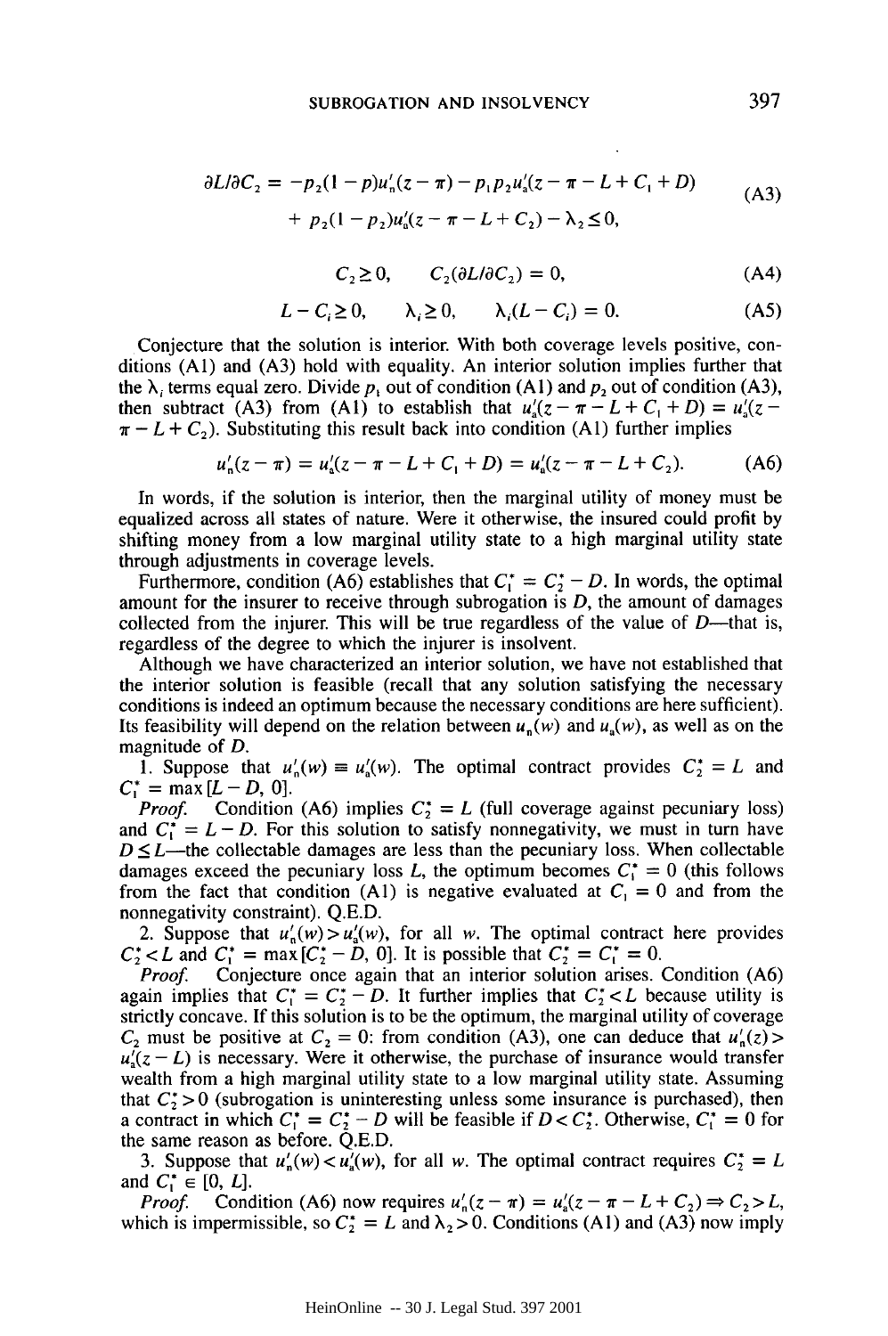$$\partial L / \partial C_2 = -p_2(1-p)u_n'(z-\pi) - p_1 p_2 u_a'(z-\pi-L+C_1+D) \\ + p_2(1-p_2)u_a'(z-\pi-L+C_2) - \lambda_2 \leq 0, \tag{A3}$$

$$C_2 \geq 0, \qquad C_2(\partial L/\partial C_2) = 0, \tag{A4}$$

$$L - C_i \geq 0, \qquad \lambda_i \geq 0, \qquad \lambda_i(L - C_i) = 0. \tag{A5}$$

Conjecture that the solution is interior. With both coverage levels positive, conditions (A1) and (A3) hold with equality. An interior solution implies further that the $\lambda_i$ terms equal zero. Divide $p_1$ out of condition (A1) and $p_2$ out of condition (A3), then subtract (A3) from (A1) to establish that $u_a'(z - \pi - L + C_1 + D) = u_a'(z - \pi - L + C_2)$. Substituting this result back into condition (A1) further implies

$$u_n'(z-\pi) = u_a'(z-\pi-L+C_1+D) = u_a'(z-\pi-L+C_2). \tag{A6}$$

In words, if the solution is interior, then the marginal utility of money must be equalized across all states of nature. Were it otherwise, the insured could profit by shifting money from a low marginal utility state to a high marginal utility state through adjustments in coverage levels.

Furthermore, condition (A6) establishes that $C_1^* = C_2^* - D$. In words, the optimal amount for the insurer to receive through subrogation is $D$, the amount of damages collected from the injurer. This will be true regardless of the value of $D$—that is, regardless of the degree to which the injurer is insolvent.

Although we have characterized an interior solution, we have not established that the interior solution is feasible (recall that any solution satisfying the necessary conditions is indeed an optimum because the necessary conditions are here sufficient). Its feasibility will depend on the relation between $u_n(w)$ and $u_a(w)$, as well as on the magnitude of $D$.

1. Suppose that $u_n'(w) \equiv u_a'(w)$. The optimal contract provides $C_2^* = L$ and $C_1^* = \max[L - D, 0]$.

*Proof.* Condition (A6) implies $C_2^* = L$ (full coverage against pecuniary loss) and $C_1^* = L - D$. For this solution to satisfy nonnegativity, we must in turn have $D \leq L$—the collectable damages are less than the pecuniary loss. When collectable damages exceed the pecuniary loss $L$, the optimum becomes $C_1^* = 0$ (this follows from the fact that condition (A1) is negative evaluated at $C_1 = 0$ and from the nonnegativity constraint). Q.E.D.

2. Suppose that $u_n'(w) > u_a'(w)$, for all $w$. The optimal contract here provides $C_2^* < L$ and $C_1^* = \max[C_2^* - D, 0]$. It is possible that $C_2^* = C_1^* = 0$.

*Proof.* Conjecture once again that an interior solution arises. Condition (A6) again implies that $C_1^* = C_2^* - D$. It further implies that $C_2^* < L$ because utility is strictly concave. If this solution is to be the optimum, the marginal utility of coverage $C_2$ must be positive at $C_2 = 0$: from condition (A3), one can deduce that $u_n'(z) > u_a'(z - L)$ is necessary. Were it otherwise, the purchase of insurance would transfer wealth from a high marginal utility state to a low marginal utility state. Assuming that $C_2^* > 0$ (subrogation is uninteresting unless some insurance is purchased), then a contract in which $C_1^* = C_2^* - D$ will be feasible if $D < C_2^*$. Otherwise, $C_1^* = 0$ for the same reason as before. Q.E.D.

3. Suppose that $u_n'(w) < u_a'(w)$, for all $w$. The optimal contract requires $C_2^* = L$ and $C_1^* \in [0, L]$.

*Proof.* Condition (A6) now requires $u_n'(z - \pi) = u_a'(z - \pi - L + C_2) \Rightarrow C_2 > L$, which is impermissible, so $C_2^* = L$ and $\lambda_2 > 0$. Conditions (A1) and (A3) now imply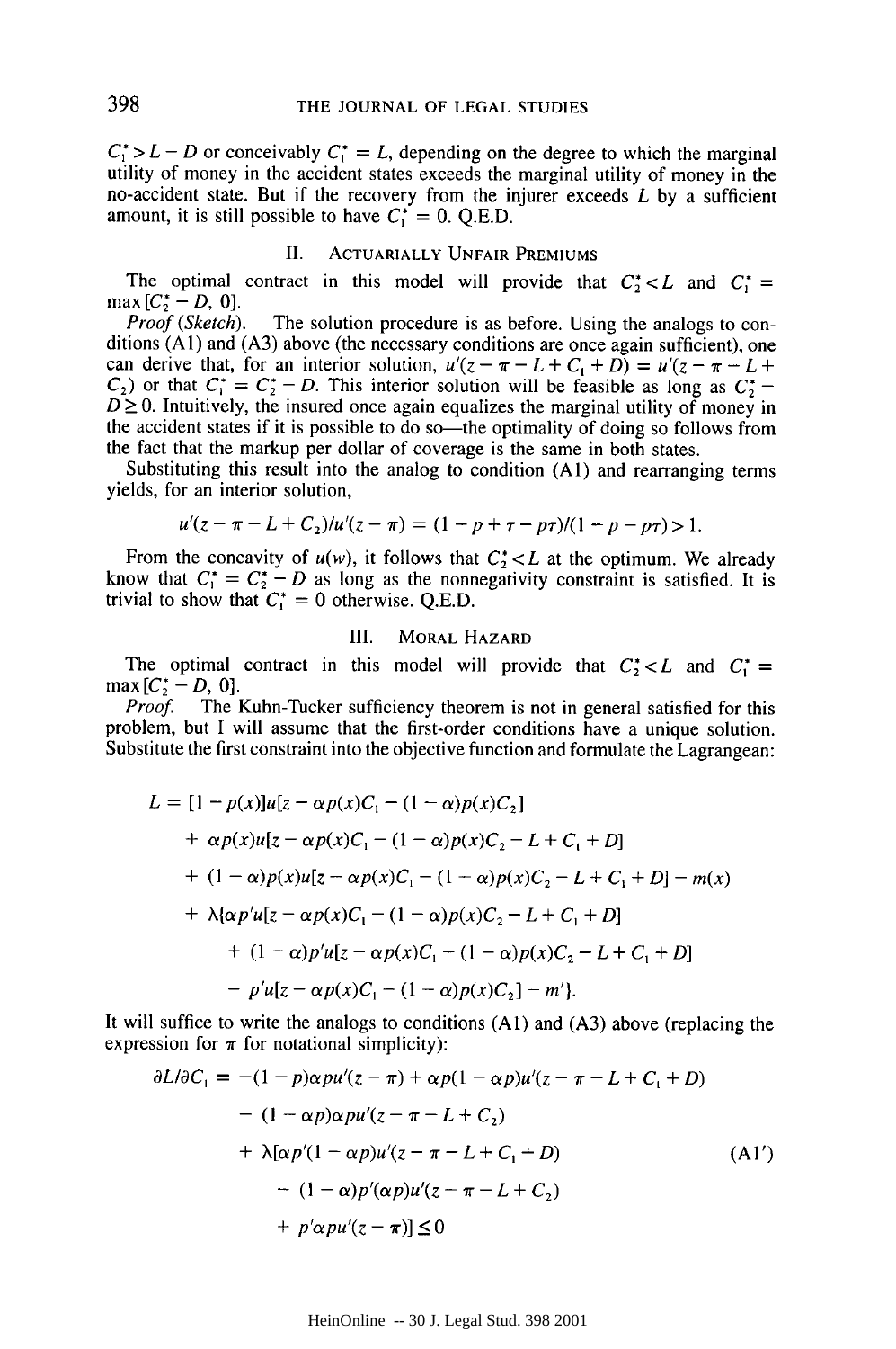$C_1^* > L - D$ or conceivably $C_1^* = L$, depending on the degree to which the marginal utility of money in the accident states exceeds the marginal utility of money in the no-accident state. But if the recovery from the injurer exceeds $L$ by a sufficient amount, it is still possible to have $C_1^* = 0$. Q.E.D.

## II. Actuarially Unfair Premiums

The optimal contract in this model will provide that $C_2^* < L$ and $C_1^* = \max[C_2^* - D, 0]$.

*Proof (Sketch).* The solution procedure is as before. Using the analogs to conditions (A1) and (A3) above (the necessary conditions are once again sufficient), one can derive that, for an interior solution, $u'(z - \pi - L + C_1 + D) = u'(z - \pi - L + C_2)$ or that $C_1^* = C_2^* - D$. This interior solution will be feasible as long as $C_2^* - D \geq 0$. Intuitively, the insured once again equalizes the marginal utility of money in the accident states if it is possible to do so—the optimality of doing so follows from the fact that the markup per dollar of coverage is the same in both states.

Substituting this result into the analog to condition (A1) and rearranging terms yields, for an interior solution,

$$u'(z - \pi - L + C_2)/u'(z - \pi) = (1 - p + \tau - p\tau)/(1 - p - p\tau) > 1.$$

From the concavity of $u(w)$, it follows that $C_2^* < L$ at the optimum. We already know that $C_1^* = C_2^* - D$ as long as the nonnegativity constraint is satisfied. It is trivial to show that $C_1^* = 0$ otherwise. Q.E.D.

## III. Moral Hazard

The optimal contract in this model will provide that $C_2^* < L$ and $C_1^* = \max[C_2^* - D, 0]$.

*Proof.* The Kuhn-Tucker sufficiency theorem is not in general satisfied for this problem, but I will assume that the first-order conditions have a unique solution. Substitute the first constraint into the objective function and formulate the Lagrangean:

$$\begin{aligned}
L = {} & [1 - p(x)]u[z - \alpha p(x)C_1 - (1 - \alpha)p(x)C_2] \\
& + \alpha p(x)u[z - \alpha p(x)C_1 - (1 - \alpha)p(x)C_2 - L + C_1 + D] \\
& + (1 - \alpha)p(x)u[z - \alpha p(x)C_1 - (1 - \alpha)p(x)C_2 - L + C_1 + D] - m(x) \\
& + \lambda\{\alpha p'u[z - \alpha p(x)C_1 - (1 - \alpha)p(x)C_2 - L + C_1 + D] \\
& \quad + (1 - \alpha)p'u[z - \alpha p(x)C_1 - (1 - \alpha)p(x)C_2 - L + C_1 + D] \\
& \quad - p'u[z - \alpha p(x)C_1 - (1 - \alpha)p(x)C_2] - m'\}.
\end{aligned}$$

It will suffice to write the analogs to conditions (A1) and (A3) above (replacing the expression for $\pi$ for notational simplicity):

$$\begin{aligned}
\partial L/\partial C_1 = {} & -(1 - p)\alpha p u'(z - \pi) + \alpha p(1 - \alpha p)u'(z - \pi - L + C_1 + D) \\
& - (1 - \alpha p)\alpha p u'(z - \pi - L + C_2) \\
& + \lambda[\alpha p'(1 - \alpha p)u'(z - \pi - L + C_1 + D) \qquad \text{(A1')} \\
& \quad - (1 - \alpha)p'(\alpha p)u'(z - \pi - L + C_2) \\
& \quad + p'\alpha p u'(z - \pi)] \leq 0
\end{aligned}$$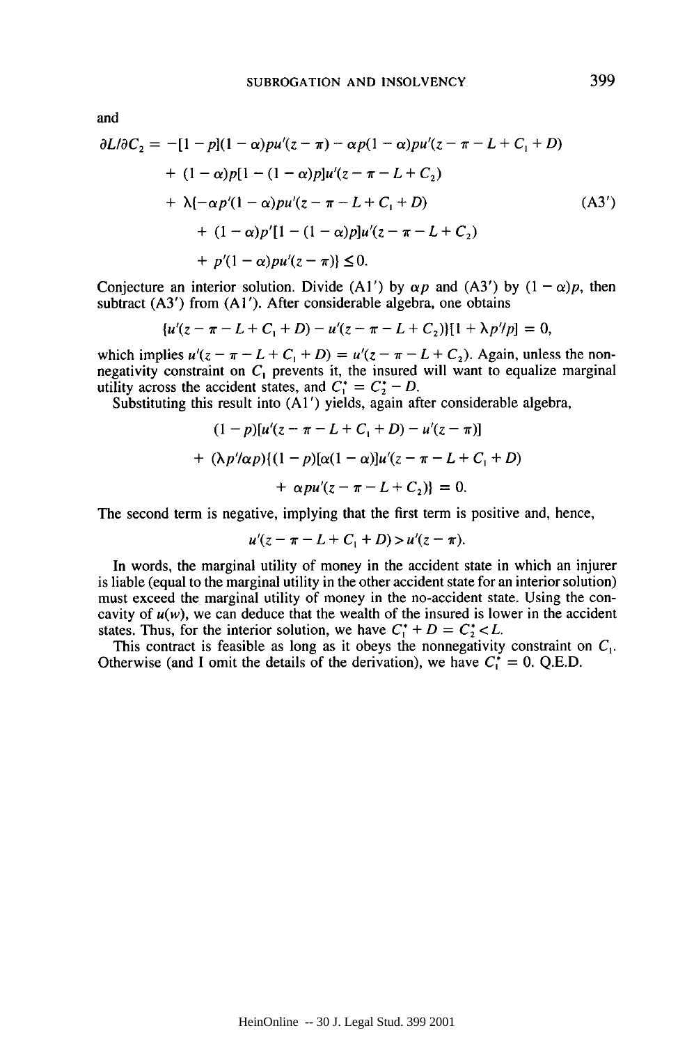and

$$
\begin{aligned}
\partial L/\partial C_2 = & -[1-p](1-\alpha)pu'(z-\pi) - \alpha p(1-\alpha)pu'(z-\pi-L+C_1+D) \\
& + (1-\alpha)p[1-(1-\alpha)p]u'(z-\pi-L+C_2) \\
& + \lambda\{-\alpha p'(1-\alpha)pu'(z-\pi-L+C_1+D) \\
& \quad + (1-\alpha)p'[1-(1-\alpha)p]u'(z-\pi-L+C_2) \\
& \quad + p'(1-\alpha)pu'(z-\pi)\} \leq 0.
\end{aligned} \tag{A3'}
$$

Conjecture an interior solution. Divide (A1′) by $\alpha p$ and (A3′) by $(1-\alpha)p$, then subtract (A3′) from (A1′). After considerable algebra, one obtains

$$\{u'(z-\pi-L+C_1+D) - u'(z-\pi-L+C_2)\}[1+\lambda p'/p] = 0,$$

which implies $u'(z-\pi-L+C_1+D) = u'(z-\pi-L+C_2)$. Again, unless the nonnegativity constraint on $C_1$ prevents it, the insured will want to equalize marginal utility across the accident states, and $C_1^* = C_2^* - D$.

Substituting this result into (A1′) yields, again after considerable algebra,

$$
\begin{aligned}
& (1-p)[u'(z-\pi-L+C_1+D) - u'(z-\pi)] \\
& + (\lambda p'/\alpha p)\{(1-p)[\alpha(1-\alpha)]u'(z-\pi-L+C_1+D) \\
& \quad + \alpha p u'(z-\pi-L+C_2)\} = 0.
\end{aligned}
$$

The second term is negative, implying that the first term is positive and, hence,

$$u'(z-\pi-L+C_1+D) > u'(z-\pi).$$

In words, the marginal utility of money in the accident state in which an injurer is liable (equal to the marginal utility in the other accident state for an interior solution) must exceed the marginal utility of money in the no-accident state. Using the concavity of $u(w)$, we can deduce that the wealth of the insured is lower in the accident states. Thus, for the interior solution, we have $C_1^* + D = C_2^* < L$.

This contract is feasible as long as it obeys the nonnegativity constraint on $C_1$. Otherwise (and I omit the details of the derivation), we have $C_1^* = 0$. Q.E.D.